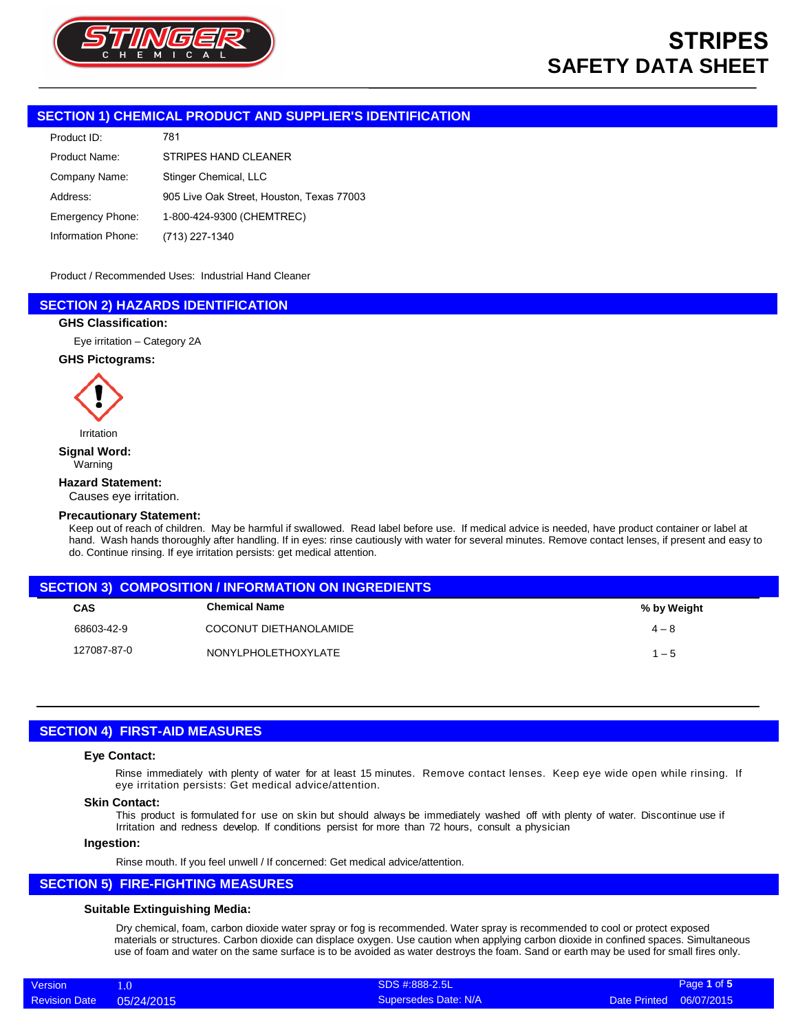# STRIPES SAFETY DATA SHEET

## SECTION 1) CHEMICAL PRODUCT AND SUPPLIER'S IDENTIFICATION

| | |
|---|---|
| Product ID: | 781 |
| Product Name: | STRIPES HAND CLEANER |
| Company Name: | Stinger Chemical, LLC |
| Address: | 905 Live Oak Street, Houston, Texas 77003 |
| Emergency Phone: | 1-800-424-9300 (CHEMTREC) |
| Information Phone: | (713) 227-1340 |

Product / Recommended Uses: Industrial Hand Cleaner

## SECTION 2) HAZARDS IDENTIFICATION

**GHS Classification:**

Eye irritation – Category 2A

**GHS Pictograms:**

Irritation

**Signal Word:**

Warning

**Hazard Statement:**

Causes eye irritation.

**Precautionary Statement:**

Keep out of reach of children. May be harmful if swallowed. Read label before use. If medical advice is needed, have product container or label at hand. Wash hands thoroughly after handling. If in eyes: rinse cautiously with water for several minutes. Remove contact lenses, if present and easy to do. Continue rinsing. If eye irritation persists: get medical attention.

## SECTION 3) COMPOSITION / INFORMATION ON INGREDIENTS

| CAS | Chemical Name | % by Weight |
|---|---|---|
| 68603-42-9 | COCONUT DIETHANOLAMIDE | 4 – 8 |
| 127087-87-0 | NONYLPHOLETHOXYLATE | 1 – 5 |

## SECTION 4) FIRST-AID MEASURES

**Eye Contact:**

Rinse immediately with plenty of water for at least 15 minutes. Remove contact lenses. Keep eye wide open while rinsing. If eye irritation persists: Get medical advice/attention.

**Skin Contact:**

This product is formulated for use on skin but should always be immediately washed off with plenty of water. Discontinue use if Irritation and redness develop. If conditions persist for more than 72 hours, consult a physician

**Ingestion:**

Rinse mouth. If you feel unwell / If concerned: Get medical advice/attention.

## SECTION 5) FIRE-FIGHTING MEASURES

**Suitable Extinguishing Media:**

Dry chemical, foam, carbon dioxide water spray or fog is recommended. Water spray is recommended to cool or protect exposed materials or structures. Carbon dioxide can displace oxygen. Use caution when applying carbon dioxide in confined spaces. Simultaneous use of foam and water on the same surface is to be avoided as water destroys the foam. Sand or earth may be used for small fires only.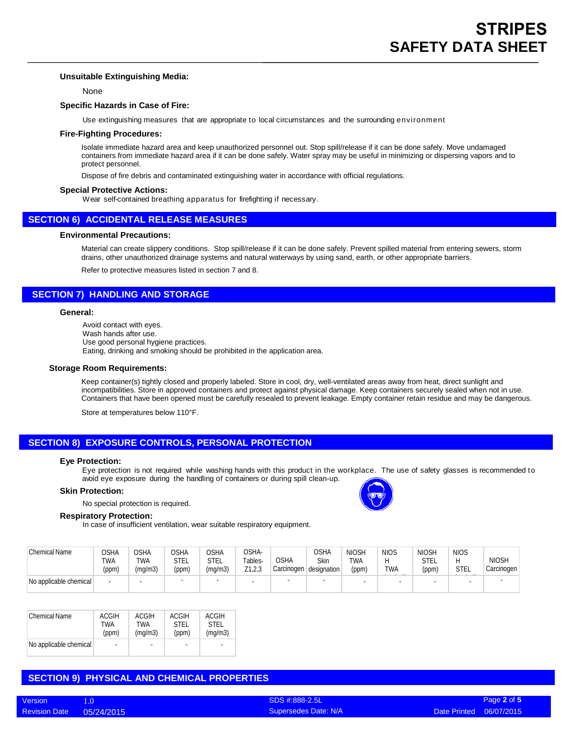### Unsuitable Extinguishing Media:

None

### Specific Hazards in Case of Fire:

Use extinguishing measures that are appropriate to local circumstances and the surrounding environment

### Fire-Fighting Procedures:

Isolate immediate hazard area and keep unauthorized personnel out. Stop spill/release if it can be done safely. Move undamaged containers from immediate hazard area if it can be done safely. Water spray may be useful in minimizing or dispersing vapors and to protect personnel.

Dispose of fire debris and contaminated extinguishing water in accordance with official regulations.

### Special Protective Actions:

Wear self-contained breathing apparatus for firefighting if necessary.

## SECTION 6) ACCIDENTAL RELEASE MEASURES

### Environmental Precautions:

Material can create slippery conditions. Stop spill/release if it can be done safely. Prevent spilled material from entering sewers, storm drains, other unauthorized drainage systems and natural waterways by using sand, earth, or other appropriate barriers.

Refer to protective measures listed in section 7 and 8.

## SECTION 7) HANDLING AND STORAGE

### General:

Avoid contact with eyes.
Wash hands after use.
Use good personal hygiene practices.
Eating, drinking and smoking should be prohibited in the application area.

### Storage Room Requirements:

Keep container(s) tightly closed and properly labeled. Store in cool, dry, well-ventilated areas away from heat, direct sunlight and incompatibilities. Store in approved containers and protect against physical damage. Keep containers securely sealed when not in use. Containers that have been opened must be carefully resealed to prevent leakage. Empty container retain residue and may be dangerous.

Store at temperatures below 110°F.

## SECTION 8) EXPOSURE CONTROLS, PERSONAL PROTECTION

### Eye Protection:

Eye protection is not required while washing hands with this product in the workplace. The use of safety glasses is recommended to avoid eye exposure during the handling of containers or during spill clean-up.

### Skin Protection:

No special protection is required.

### Respiratory Protection:

In case of insufficient ventilation, wear suitable respiratory equipment.

| Chemical Name | OSHA TWA (ppm) | OSHA TWA (mg/m3) | OSHA STEL (ppm) | OSHA STEL (mg/m3) | OSHA-Tables-Z1,2,3 | OSHA Carcinogen | OSHA Skin designation | NIOSH TWA (ppm) | NIOSH TWA | NIOSH STEL (ppm) | NIOSH STEL | NIOSH Carcinogen |
|---|---|---|---|---|---|---|---|---|---|---|---|---|
| No applicable chemical | - | - | - | - | - | - | - | - | - | - | - | - |

| Chemical Name | ACGIH TWA (ppm) | ACGIH TWA (mg/m3) | ACGIH STEL (ppm) | ACGIH STEL (mg/m3) |
|---|---|---|---|---|
| No applicable chemical | - | - | - | - |

## SECTION 9) PHYSICAL AND CHEMICAL PROPERTIES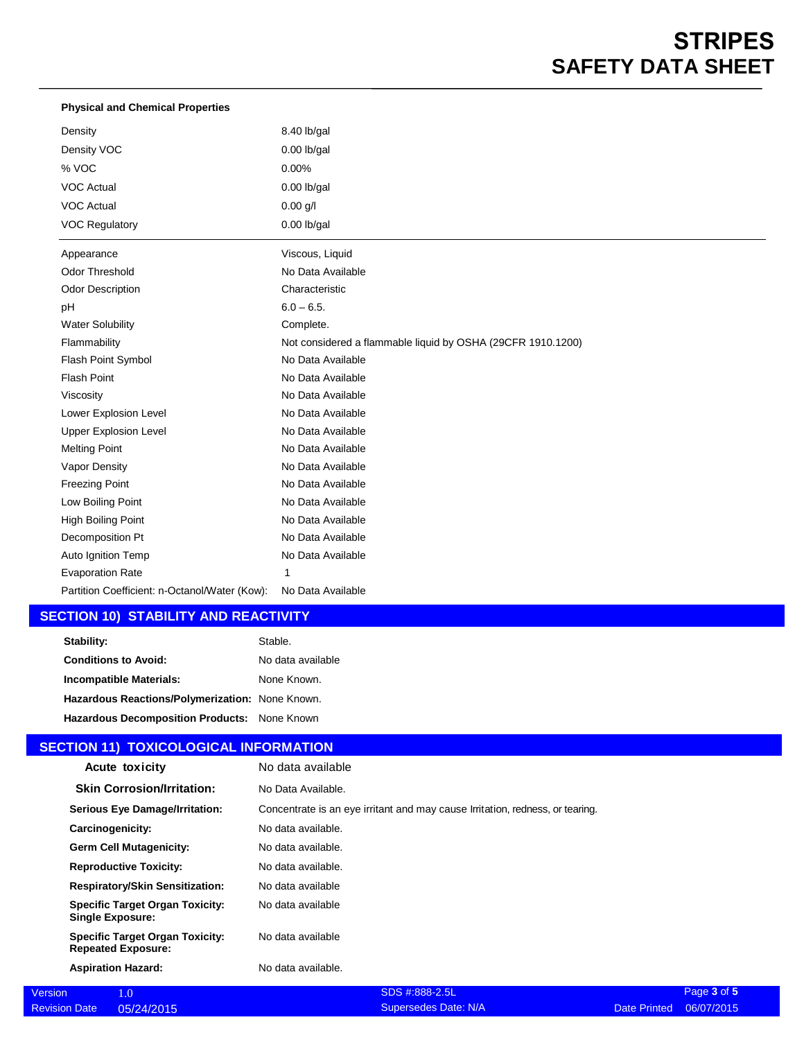**Physical and Chemical Properties**

| | |
|---|---|
| Density | 8.40 lb/gal |
| Density VOC | 0.00 lb/gal |
| % VOC | 0.00% |
| VOC Actual | 0.00 lb/gal |
| VOC Actual | 0.00 g/l |
| VOC Regulatory | 0.00 lb/gal |

| | |
|---|---|
| Appearance | Viscous, Liquid |
| Odor Threshold | No Data Available |
| Odor Description | Characteristic |
| pH | 6.0 – 6.5. |
| Water Solubility | Complete. |
| Flammability | Not considered a flammable liquid by OSHA (29CFR 1910.1200) |
| Flash Point Symbol | No Data Available |
| Flash Point | No Data Available |
| Viscosity | No Data Available |
| Lower Explosion Level | No Data Available |
| Upper Explosion Level | No Data Available |
| Melting Point | No Data Available |
| Vapor Density | No Data Available |
| Freezing Point | No Data Available |
| Low Boiling Point | No Data Available |
| High Boiling Point | No Data Available |
| Decomposition Pt | No Data Available |
| Auto Ignition Temp | No Data Available |
| Evaporation Rate | 1 |
| Partition Coefficient: n-Octanol/Water (Kow): | No Data Available |

## SECTION 10) STABILITY AND REACTIVITY

| | |
|---|---|
| **Stability:** | Stable. |
| **Conditions to Avoid:** | No data available |
| **Incompatible Materials:** | None Known. |
| **Hazardous Reactions/Polymerization:** | None Known. |
| **Hazardous Decomposition Products:** | None Known |

## SECTION 11) TOXICOLOGICAL INFORMATION

| | |
|---|---|
| **Acute toxicity** | No data available |
| **Skin Corrosion/Irritation:** | No Data Available. |
| **Serious Eye Damage/Irritation:** | Concentrate is an eye irritant and may cause Irritation, redness, or tearing. |
| **Carcinogenicity:** | No data available. |
| **Germ Cell Mutagenicity:** | No data available. |
| **Reproductive Toxicity:** | No data available. |
| **Respiratory/Skin Sensitization:** | No data available |
| **Specific Target Organ Toxicity: Single Exposure:** | No data available |
| **Specific Target Organ Toxicity: Repeated Exposure:** | No data available |
| **Aspiration Hazard:** | No data available. |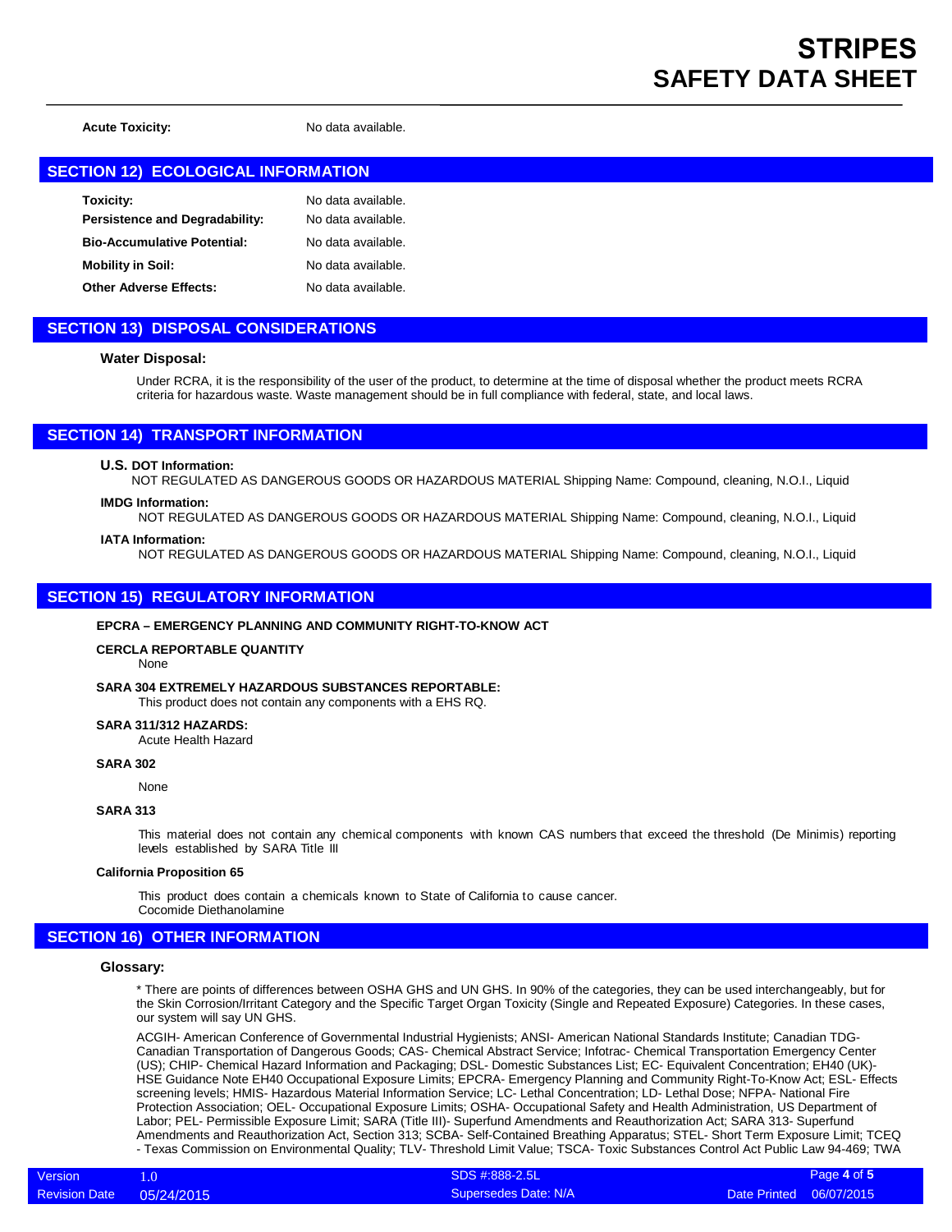**Acute Toxicity:** No data available.

## SECTION 12) ECOLOGICAL INFORMATION

| | |
|---|---|
| **Toxicity:** | No data available. |
| **Persistence and Degradability:** | No data available. |
| **Bio-Accumulative Potential:** | No data available. |
| **Mobility in Soil:** | No data available. |
| **Other Adverse Effects:** | No data available. |

## SECTION 13) DISPOSAL CONSIDERATIONS

### Water Disposal:

Under RCRA, it is the responsibility of the user of the product, to determine at the time of disposal whether the product meets RCRA criteria for hazardous waste. Waste management should be in full compliance with federal, state, and local laws.

## SECTION 14) TRANSPORT INFORMATION

**U.S. DOT Information:**

NOT REGULATED AS DANGEROUS GOODS OR HAZARDOUS MATERIAL Shipping Name: Compound, cleaning, N.O.I., Liquid

**IMDG Information:**

NOT REGULATED AS DANGEROUS GOODS OR HAZARDOUS MATERIAL Shipping Name: Compound, cleaning, N.O.I., Liquid

**IATA Information:**

NOT REGULATED AS DANGEROUS GOODS OR HAZARDOUS MATERIAL Shipping Name: Compound, cleaning, N.O.I., Liquid

## SECTION 15) REGULATORY INFORMATION

**EPCRA – EMERGENCY PLANNING AND COMMUNITY RIGHT-TO-KNOW ACT**

**CERCLA REPORTABLE QUANTITY**

None

**SARA 304 EXTREMELY HAZARDOUS SUBSTANCES REPORTABLE:**

This product does not contain any components with a EHS RQ.

**SARA 311/312 HAZARDS:**

Acute Health Hazard

**SARA 302**

None

**SARA 313**

This material does not contain any chemical components with known CAS numbers that exceed the threshold (De Minimis) reporting levels established by SARA Title III

**California Proposition 65**

This product does contain a chemicals known to State of California to cause cancer.
Cocomide Diethanolamine

## SECTION 16) OTHER INFORMATION

### Glossary:

* There are points of differences between OSHA GHS and UN GHS. In 90% of the categories, they can be used interchangeably, but for the Skin Corrosion/Irritant Category and the Specific Target Organ Toxicity (Single and Repeated Exposure) Categories. In these cases, our system will say UN GHS.

ACGIH- American Conference of Governmental Industrial Hygienists; ANSI- American National Standards Institute; Canadian TDG- Canadian Transportation of Dangerous Goods; CAS- Chemical Abstract Service; Infotrac- Chemical Transportation Emergency Center (US); CHIP- Chemical Hazard Information and Packaging; DSL- Domestic Substances List; EC- Equivalent Concentration; EH40 (UK)- HSE Guidance Note EH40 Occupational Exposure Limits; EPCRA- Emergency Planning and Community Right-To-Know Act; ESL- Effects screening levels; HMIS- Hazardous Material Information Service; LC- Lethal Concentration; LD- Lethal Dose; NFPA- National Fire Protection Association; OEL- Occupational Exposure Limits; OSHA- Occupational Safety and Health Administration, US Department of Labor; PEL- Permissible Exposure Limit; SARA (Title III)- Superfund Amendments and Reauthorization Act; SARA 313- Superfund Amendments and Reauthorization Act, Section 313; SCBA- Self-Contained Breathing Apparatus; STEL- Short Term Exposure Limit; TCEQ - Texas Commission on Environmental Quality; TLV- Threshold Limit Value; TSCA- Toxic Substances Control Act Public Law 94-469; TWA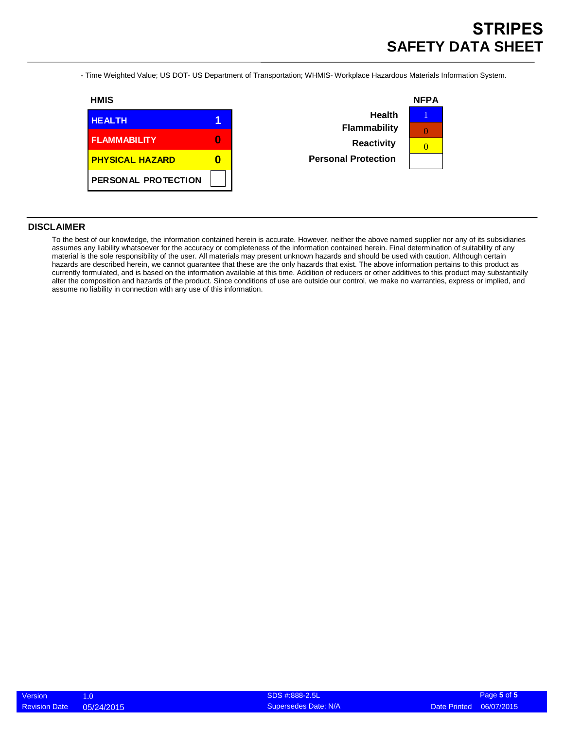- Time Weighted Value; US DOT- US Department of Transportation; WHMIS- Workplace Hazardous Materials Information System.

**HMIS**

| | |
|---|---|
| HEALTH | 1 |
| FLAMMABILITY | 0 |
| PHYSICAL HAZARD | 0 |
| PERSONAL PROTECTION | |

**NFPA**

| | |
|---|---|
| Health | 1 |
| Flammability | 0 |
| Reactivity | 0 |
| Personal Protection | |

## DISCLAIMER

To the best of our knowledge, the information contained herein is accurate. However, neither the above named supplier nor any of its subsidiaries assumes any liability whatsoever for the accuracy or completeness of the information contained herein. Final determination of suitability of any material is the sole responsibility of the user. All materials may present unknown hazards and should be used with caution. Although certain hazards are described herein, we cannot guarantee that these are the only hazards that exist. The above information pertains to this product as currently formulated, and is based on the information available at this time. Addition of reducers or other additives to this product may substantially alter the composition and hazards of the product. Since conditions of use are outside our control, we make no warranties, express or implied, and assume no liability in connection with any use of this information.